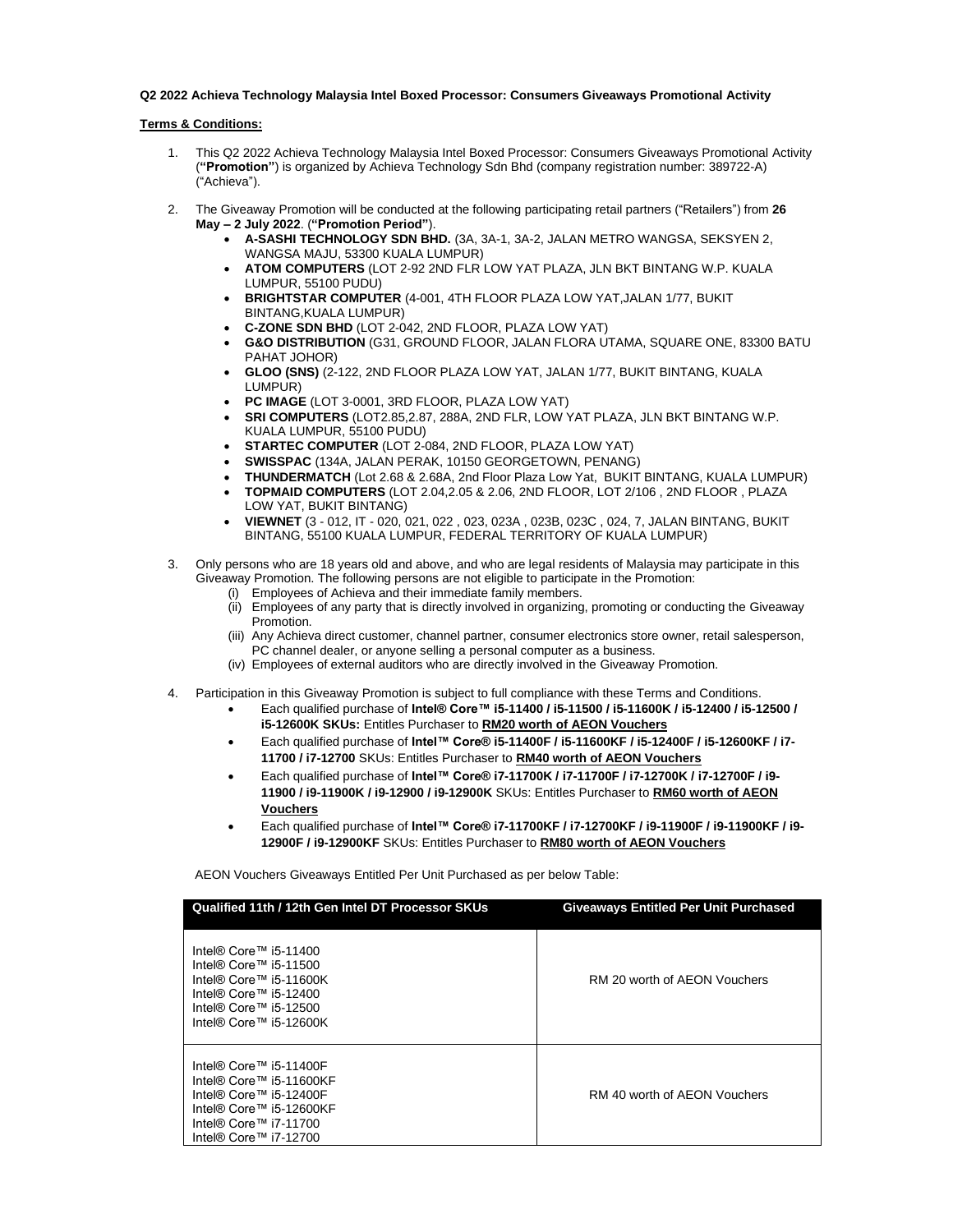**Q2 2022 Achieva Technology Malaysia Intel Boxed Processor: Consumers Giveaways Promotional Activity**

**Terms & Conditions:**

1. This Q2 2022 Achieva Technology Malaysia Intel Boxed Processor: Consumers Giveaways Promotional Activity (**"Promotion"**) is organized by Achieva Technology Sdn Bhd (company registration number: 389722-A) ("Achieva").

2. The Giveaway Promotion will be conducted at the following participating retail partners ("Retailers") from **26 May – 2 July 2022**. (**"Promotion Period"**).
   - **A-SASHI TECHNOLOGY SDN BHD.** (3A, 3A-1, 3A-2, JALAN METRO WANGSA, SEKSYEN 2, WANGSA MAJU, 53300 KUALA LUMPUR)
   - **ATOM COMPUTERS** (LOT 2-92 2ND FLR LOW YAT PLAZA, JLN BKT BINTANG W.P. KUALA LUMPUR, 55100 PUDU)
   - **BRIGHTSTAR COMPUTER** (4-001, 4TH FLOOR PLAZA LOW YAT,JALAN 1/77, BUKIT BINTANG,KUALA LUMPUR)
   - **C-ZONE SDN BHD** (LOT 2-042, 2ND FLOOR, PLAZA LOW YAT)
   - **G&O DISTRIBUTION** (G31, GROUND FLOOR, JALAN FLORA UTAMA, SQUARE ONE, 83300 BATU PAHAT JOHOR)
   - **GLOO (SNS)** (2-122, 2ND FLOOR PLAZA LOW YAT, JALAN 1/77, BUKIT BINTANG, KUALA LUMPUR)
   - **PC IMAGE** (LOT 3-0001, 3RD FLOOR, PLAZA LOW YAT)
   - **SRI COMPUTERS** (LOT2.85,2.87, 288A, 2ND FLR, LOW YAT PLAZA, JLN BKT BINTANG W.P. KUALA LUMPUR, 55100 PUDU)
   - **STARTEC COMPUTER** (LOT 2-084, 2ND FLOOR, PLAZA LOW YAT)
   - **SWISSPAC** (134A, JALAN PERAK, 10150 GEORGETOWN, PENANG)
   - **THUNDERMATCH** (Lot 2.68 & 2.68A, 2nd Floor Plaza Low Yat, BUKIT BINTANG, KUALA LUMPUR)
   - **TOPMAID COMPUTERS** (LOT 2.04,2.05 & 2.06, 2ND FLOOR, LOT 2/106 , 2ND FLOOR , PLAZA LOW YAT, BUKIT BINTANG)
   - **VIEWNET** (3 - 012, IT - 020, 021, 022 , 023, 023A , 023B, 023C , 024, 7, JALAN BINTANG, BUKIT BINTANG, 55100 KUALA LUMPUR, FEDERAL TERRITORY OF KUALA LUMPUR)

3. Only persons who are 18 years old and above, and who are legal residents of Malaysia may participate in this Giveaway Promotion. The following persons are not eligible to participate in the Promotion:
   (i) Employees of Achieva and their immediate family members.
   (ii) Employees of any party that is directly involved in organizing, promoting or conducting the Giveaway Promotion.
   (iii) Any Achieva direct customer, channel partner, consumer electronics store owner, retail salesperson, PC channel dealer, or anyone selling a personal computer as a business.
   (iv) Employees of external auditors who are directly involved in the Giveaway Promotion.

4. Participation in this Giveaway Promotion is subject to full compliance with these Terms and Conditions.
   - Each qualified purchase of **Intel® Core™ i5-11400 / i5-11500 / i5-11600K / i5-12400 / i5-12500 / i5-12600K SKUs:** Entitles Purchaser to **RM20 worth of AEON Vouchers**
   - Each qualified purchase of **Intel™ Core® i5-11400F / i5-11600KF / i5-12400F / i5-12600KF / i7-11700 / i7-12700** SKUs: Entitles Purchaser to **RM40 worth of AEON Vouchers**
   - Each qualified purchase of **Intel™ Core® i7-11700K / i7-11700F / i7-12700K / i7-12700F / i9-11900 / i9-11900K / i9-12900 / i9-12900K** SKUs: Entitles Purchaser to **RM60 worth of AEON Vouchers**
   - Each qualified purchase of **Intel™ Core® i7-11700KF / i7-12700KF / i9-11900F / i9-11900KF / i9-12900F / i9-12900KF** SKUs: Entitles Purchaser to **RM80 worth of AEON Vouchers**

AEON Vouchers Giveaways Entitled Per Unit Purchased as per below Table:

| Qualified 11th / 12th Gen Intel DT Processor SKUs | Giveaways Entitled Per Unit Purchased |
|---|---|
| Intel® Core™ i5-11400<br>Intel® Core™ i5-11500<br>Intel® Core™ i5-11600K<br>Intel® Core™ i5-12400<br>Intel® Core™ i5-12500<br>Intel® Core™ i5-12600K | RM 20 worth of AEON Vouchers |
| Intel® Core™ i5-11400F<br>Intel® Core™ i5-11600KF<br>Intel® Core™ i5-12400F<br>Intel® Core™ i5-12600KF<br>Intel® Core™ i7-11700<br>Intel® Core™ i7-12700 | RM 40 worth of AEON Vouchers |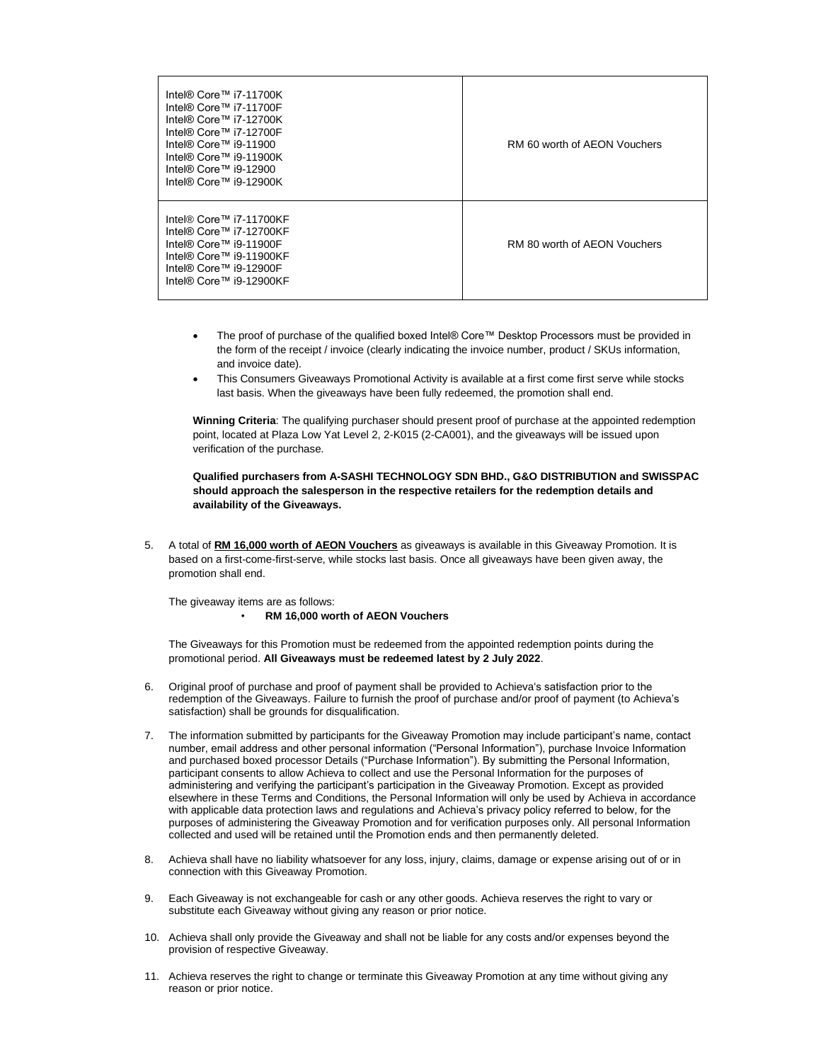| | |
|---|---|
| Intel® Core™ i7-11700K<br>Intel® Core™ i7-11700F<br>Intel® Core™ i7-12700K<br>Intel® Core™ i7-12700F<br>Intel® Core™ i9-11900<br>Intel® Core™ i9-11900K<br>Intel® Core™ i9-12900<br>Intel® Core™ i9-12900K | RM 60 worth of AEON Vouchers |
| Intel® Core™ i7-11700KF<br>Intel® Core™ i7-12700KF<br>Intel® Core™ i9-11900F<br>Intel® Core™ i9-11900KF<br>Intel® Core™ i9-12900F<br>Intel® Core™ i9-12900KF | RM 80 worth of AEON Vouchers |

- The proof of purchase of the qualified boxed Intel® Core™ Desktop Processors must be provided in the form of the receipt / invoice (clearly indicating the invoice number, product / SKUs information, and invoice date).
- This Consumers Giveaways Promotional Activity is available at a first come first serve while stocks last basis. When the giveaways have been fully redeemed, the promotion shall end.

**Winning Criteria**: The qualifying purchaser should present proof of purchase at the appointed redemption point, located at Plaza Low Yat Level 2, 2-K015 (2-CA001), and the giveaways will be issued upon verification of the purchase.

**Qualified purchasers from A-SASHI TECHNOLOGY SDN BHD., G&O DISTRIBUTION and SWISSPAC should approach the salesperson in the respective retailers for the redemption details and availability of the Giveaways.**

5. A total of **RM 16,000 worth of AEON Vouchers** as giveaways is available in this Giveaway Promotion. It is based on a first-come-first-serve, while stocks last basis. Once all giveaways have been given away, the promotion shall end.

   The giveaway items are as follows:
   - **RM 16,000 worth of AEON Vouchers**

   The Giveaways for this Promotion must be redeemed from the appointed redemption points during the promotional period. **All Giveaways must be redeemed latest by 2 July 2022**.

6. Original proof of purchase and proof of payment shall be provided to Achieva's satisfaction prior to the redemption of the Giveaways. Failure to furnish the proof of purchase and/or proof of payment (to Achieva's satisfaction) shall be grounds for disqualification.

7. The information submitted by participants for the Giveaway Promotion may include participant's name, contact number, email address and other personal information ("Personal Information"), purchase Invoice Information and purchased boxed processor Details ("Purchase Information"). By submitting the Personal Information, participant consents to allow Achieva to collect and use the Personal Information for the purposes of administering and verifying the participant's participation in the Giveaway Promotion. Except as provided elsewhere in these Terms and Conditions, the Personal Information will only be used by Achieva in accordance with applicable data protection laws and regulations and Achieva's privacy policy referred to below, for the purposes of administering the Giveaway Promotion and for verification purposes only. All personal Information collected and used will be retained until the Promotion ends and then permanently deleted.

8. Achieva shall have no liability whatsoever for any loss, injury, claims, damage or expense arising out of or in connection with this Giveaway Promotion.

9. Each Giveaway is not exchangeable for cash or any other goods. Achieva reserves the right to vary or substitute each Giveaway without giving any reason or prior notice.

10. Achieva shall only provide the Giveaway and shall not be liable for any costs and/or expenses beyond the provision of respective Giveaway.

11. Achieva reserves the right to change or terminate this Giveaway Promotion at any time without giving any reason or prior notice.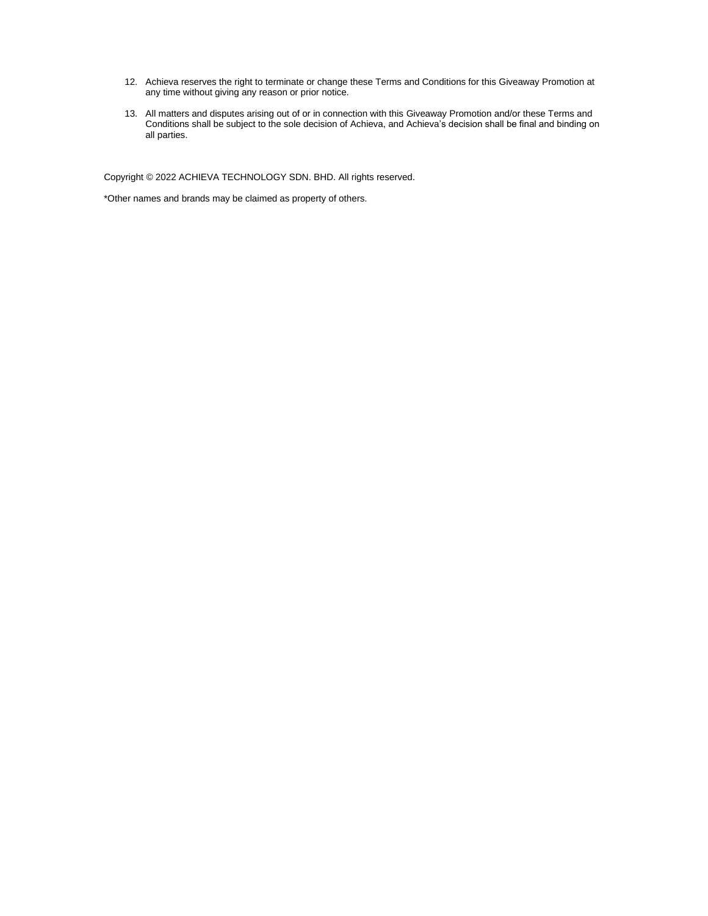12. Achieva reserves the right to terminate or change these Terms and Conditions for this Giveaway Promotion at any time without giving any reason or prior notice.

13. All matters and disputes arising out of or in connection with this Giveaway Promotion and/or these Terms and Conditions shall be subject to the sole decision of Achieva, and Achieva's decision shall be final and binding on all parties.

Copyright © 2022 ACHIEVA TECHNOLOGY SDN. BHD. All rights reserved.

*Other names and brands may be claimed as property of others.